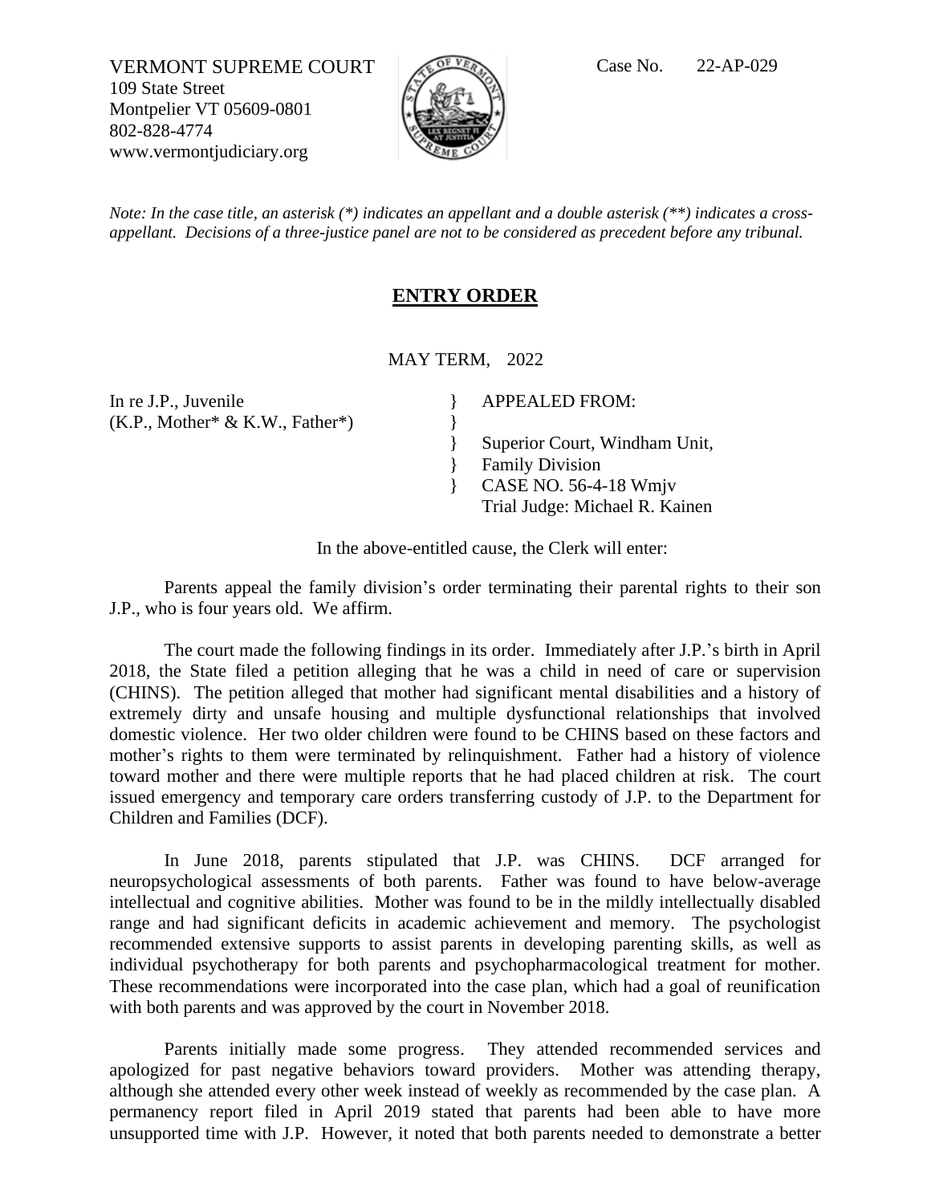VERMONT SUPREME COURT
109 State Street
Montpelier VT 05609-0801
802-828-4774
www.vermontjudiciary.org

Case No. 22-AP-029

*Note: In the case title, an asterisk (*) indicates an appellant and a double asterisk (**) indicates a cross-appellant. Decisions of a three-justice panel are not to be considered as precedent before any tribunal.*

## ENTRY ORDER

MAY TERM, 2022

| | |
|---|---|
| In re J.P., Juvenile | } APPEALED FROM: |
| (K.P., Mother* & K.W., Father*) | } |
| | } Superior Court, Windham Unit, |
| | } Family Division |
| | } CASE NO. 56-4-18 Wmjv |
| | Trial Judge: Michael R. Kainen |

In the above-entitled cause, the Clerk will enter:

Parents appeal the family division's order terminating their parental rights to their son J.P., who is four years old. We affirm.

The court made the following findings in its order. Immediately after J.P.'s birth in April 2018, the State filed a petition alleging that he was a child in need of care or supervision (CHINS). The petition alleged that mother had significant mental disabilities and a history of extremely dirty and unsafe housing and multiple dysfunctional relationships that involved domestic violence. Her two older children were found to be CHINS based on these factors and mother's rights to them were terminated by relinquishment. Father had a history of violence toward mother and there were multiple reports that he had placed children at risk. The court issued emergency and temporary care orders transferring custody of J.P. to the Department for Children and Families (DCF).

In June 2018, parents stipulated that J.P. was CHINS. DCF arranged for neuropsychological assessments of both parents. Father was found to have below-average intellectual and cognitive abilities. Mother was found to be in the mildly intellectually disabled range and had significant deficits in academic achievement and memory. The psychologist recommended extensive supports to assist parents in developing parenting skills, as well as individual psychotherapy for both parents and psychopharmacological treatment for mother. These recommendations were incorporated into the case plan, which had a goal of reunification with both parents and was approved by the court in November 2018.

Parents initially made some progress. They attended recommended services and apologized for past negative behaviors toward providers. Mother was attending therapy, although she attended every other week instead of weekly as recommended by the case plan. A permanency report filed in April 2019 stated that parents had been able to have more unsupported time with J.P. However, it noted that both parents needed to demonstrate a better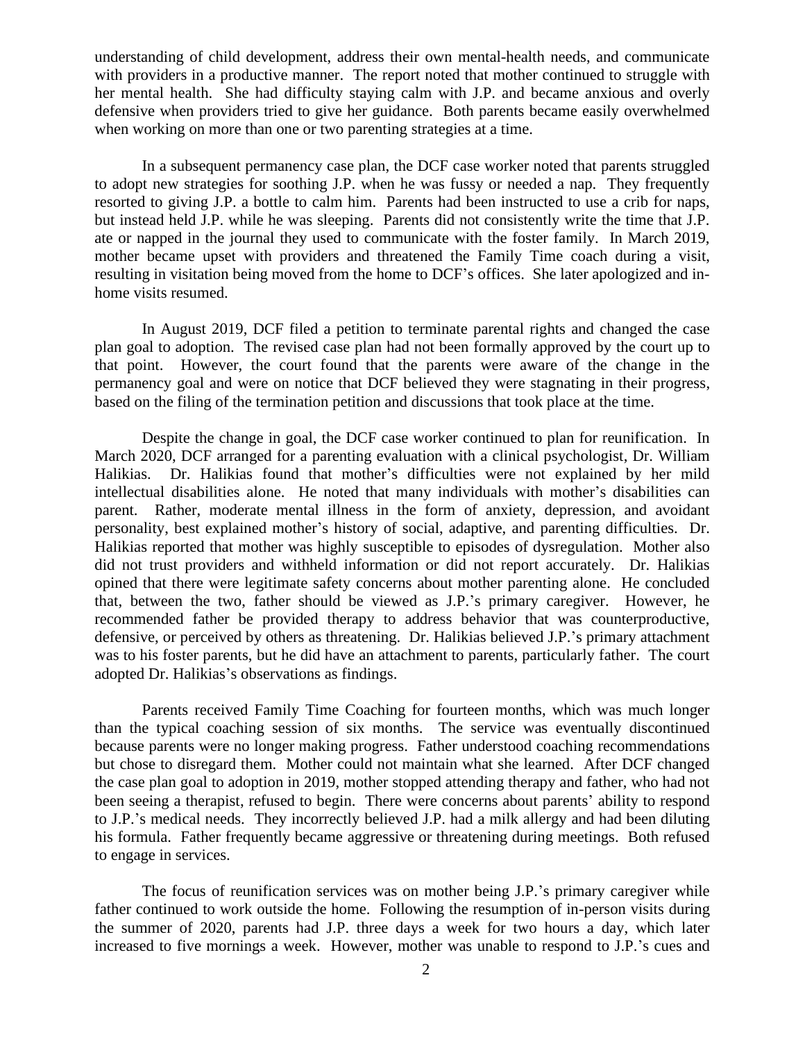understanding of child development, address their own mental-health needs, and communicate with providers in a productive manner. The report noted that mother continued to struggle with her mental health. She had difficulty staying calm with J.P. and became anxious and overly defensive when providers tried to give her guidance. Both parents became easily overwhelmed when working on more than one or two parenting strategies at a time.

In a subsequent permanency case plan, the DCF case worker noted that parents struggled to adopt new strategies for soothing J.P. when he was fussy or needed a nap. They frequently resorted to giving J.P. a bottle to calm him. Parents had been instructed to use a crib for naps, but instead held J.P. while he was sleeping. Parents did not consistently write the time that J.P. ate or napped in the journal they used to communicate with the foster family. In March 2019, mother became upset with providers and threatened the Family Time coach during a visit, resulting in visitation being moved from the home to DCF's offices. She later apologized and in-home visits resumed.

In August 2019, DCF filed a petition to terminate parental rights and changed the case plan goal to adoption. The revised case plan had not been formally approved by the court up to that point. However, the court found that the parents were aware of the change in the permanency goal and were on notice that DCF believed they were stagnating in their progress, based on the filing of the termination petition and discussions that took place at the time.

Despite the change in goal, the DCF case worker continued to plan for reunification. In March 2020, DCF arranged for a parenting evaluation with a clinical psychologist, Dr. William Halikias. Dr. Halikias found that mother's difficulties were not explained by her mild intellectual disabilities alone. He noted that many individuals with mother's disabilities can parent. Rather, moderate mental illness in the form of anxiety, depression, and avoidant personality, best explained mother's history of social, adaptive, and parenting difficulties. Dr. Halikias reported that mother was highly susceptible to episodes of dysregulation. Mother also did not trust providers and withheld information or did not report accurately. Dr. Halikias opined that there were legitimate safety concerns about mother parenting alone. He concluded that, between the two, father should be viewed as J.P.'s primary caregiver. However, he recommended father be provided therapy to address behavior that was counterproductive, defensive, or perceived by others as threatening. Dr. Halikias believed J.P.'s primary attachment was to his foster parents, but he did have an attachment to parents, particularly father. The court adopted Dr. Halikias's observations as findings.

Parents received Family Time Coaching for fourteen months, which was much longer than the typical coaching session of six months. The service was eventually discontinued because parents were no longer making progress. Father understood coaching recommendations but chose to disregard them. Mother could not maintain what she learned. After DCF changed the case plan goal to adoption in 2019, mother stopped attending therapy and father, who had not been seeing a therapist, refused to begin. There were concerns about parents' ability to respond to J.P.'s medical needs. They incorrectly believed J.P. had a milk allergy and had been diluting his formula. Father frequently became aggressive or threatening during meetings. Both refused to engage in services.

The focus of reunification services was on mother being J.P.'s primary caregiver while father continued to work outside the home. Following the resumption of in-person visits during the summer of 2020, parents had J.P. three days a week for two hours a day, which later increased to five mornings a week. However, mother was unable to respond to J.P.'s cues and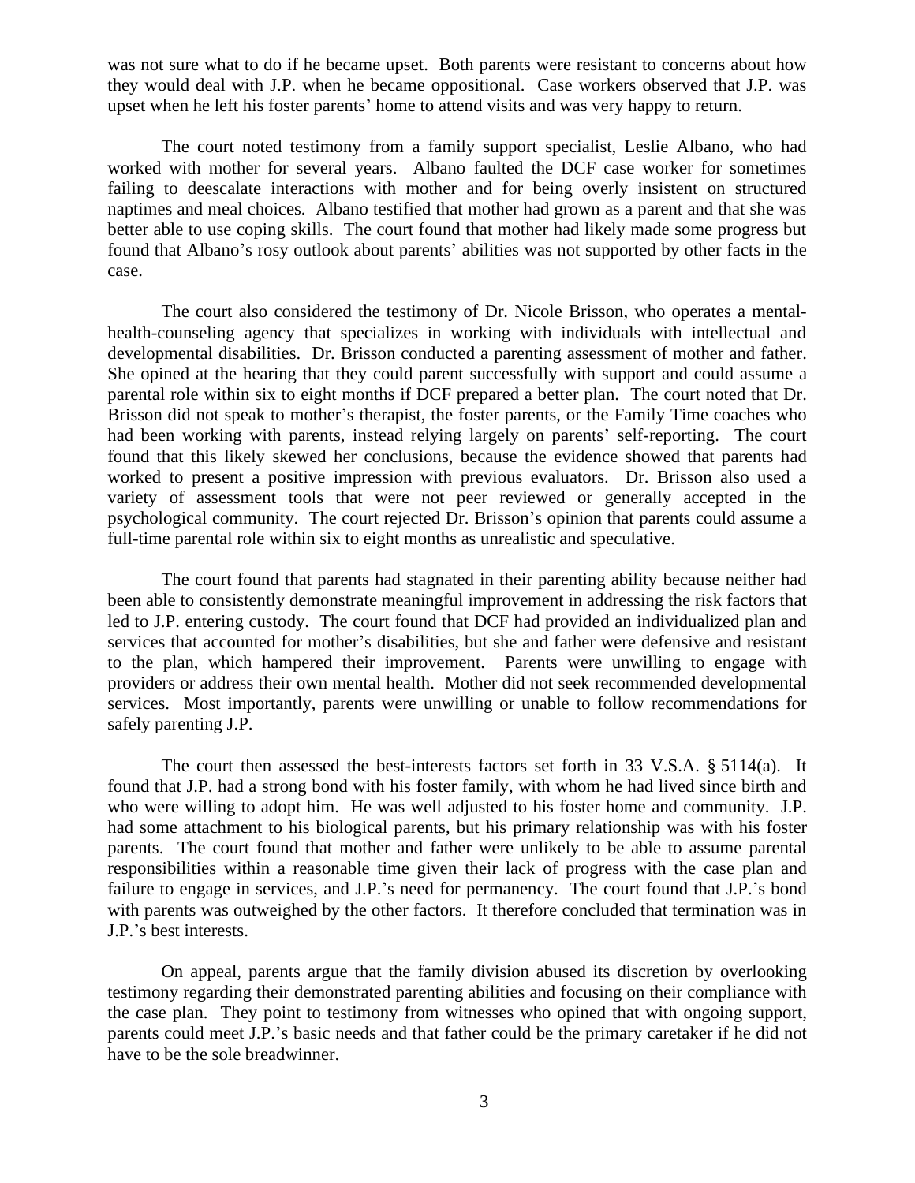was not sure what to do if he became upset. Both parents were resistant to concerns about how they would deal with J.P. when he became oppositional. Case workers observed that J.P. was upset when he left his foster parents' home to attend visits and was very happy to return.

The court noted testimony from a family support specialist, Leslie Albano, who had worked with mother for several years. Albano faulted the DCF case worker for sometimes failing to deescalate interactions with mother and for being overly insistent on structured naptimes and meal choices. Albano testified that mother had grown as a parent and that she was better able to use coping skills. The court found that mother had likely made some progress but found that Albano's rosy outlook about parents' abilities was not supported by other facts in the case.

The court also considered the testimony of Dr. Nicole Brisson, who operates a mental-health-counseling agency that specializes in working with individuals with intellectual and developmental disabilities. Dr. Brisson conducted a parenting assessment of mother and father. She opined at the hearing that they could parent successfully with support and could assume a parental role within six to eight months if DCF prepared a better plan. The court noted that Dr. Brisson did not speak to mother's therapist, the foster parents, or the Family Time coaches who had been working with parents, instead relying largely on parents' self-reporting. The court found that this likely skewed her conclusions, because the evidence showed that parents had worked to present a positive impression with previous evaluators. Dr. Brisson also used a variety of assessment tools that were not peer reviewed or generally accepted in the psychological community. The court rejected Dr. Brisson's opinion that parents could assume a full-time parental role within six to eight months as unrealistic and speculative.

The court found that parents had stagnated in their parenting ability because neither had been able to consistently demonstrate meaningful improvement in addressing the risk factors that led to J.P. entering custody. The court found that DCF had provided an individualized plan and services that accounted for mother's disabilities, but she and father were defensive and resistant to the plan, which hampered their improvement. Parents were unwilling to engage with providers or address their own mental health. Mother did not seek recommended developmental services. Most importantly, parents were unwilling or unable to follow recommendations for safely parenting J.P.

The court then assessed the best-interests factors set forth in 33 V.S.A. § 5114(a). It found that J.P. had a strong bond with his foster family, with whom he had lived since birth and who were willing to adopt him. He was well adjusted to his foster home and community. J.P. had some attachment to his biological parents, but his primary relationship was with his foster parents. The court found that mother and father were unlikely to be able to assume parental responsibilities within a reasonable time given their lack of progress with the case plan and failure to engage in services, and J.P.'s need for permanency. The court found that J.P.'s bond with parents was outweighed by the other factors. It therefore concluded that termination was in J.P.'s best interests.

On appeal, parents argue that the family division abused its discretion by overlooking testimony regarding their demonstrated parenting abilities and focusing on their compliance with the case plan. They point to testimony from witnesses who opined that with ongoing support, parents could meet J.P.'s basic needs and that father could be the primary caretaker if he did not have to be the sole breadwinner.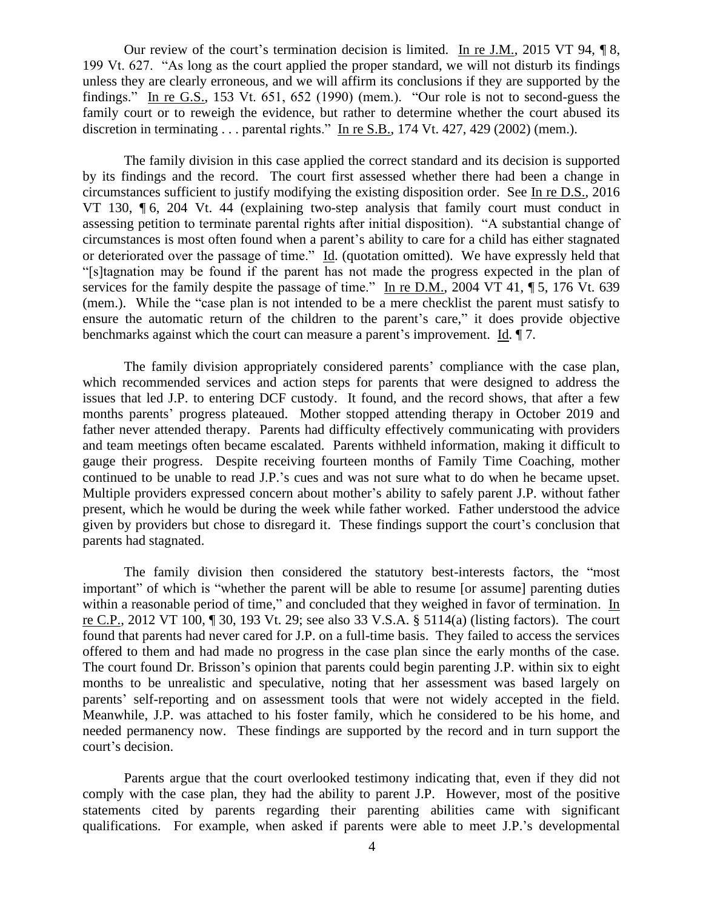Our review of the court's termination decision is limited. In re J.M., 2015 VT 94, ¶ 8, 199 Vt. 627. "As long as the court applied the proper standard, we will not disturb its findings unless they are clearly erroneous, and we will affirm its conclusions if they are supported by the findings." In re G.S., 153 Vt. 651, 652 (1990) (mem.). "Our role is not to second-guess the family court or to reweigh the evidence, but rather to determine whether the court abused its discretion in terminating . . . parental rights." In re S.B., 174 Vt. 427, 429 (2002) (mem.).

The family division in this case applied the correct standard and its decision is supported by its findings and the record. The court first assessed whether there had been a change in circumstances sufficient to justify modifying the existing disposition order. See In re D.S., 2016 VT 130, ¶ 6, 204 Vt. 44 (explaining two-step analysis that family court must conduct in assessing petition to terminate parental rights after initial disposition). "A substantial change of circumstances is most often found when a parent's ability to care for a child has either stagnated or deteriorated over the passage of time." Id. (quotation omitted). We have expressly held that "[s]tagnation may be found if the parent has not made the progress expected in the plan of services for the family despite the passage of time." In re D.M., 2004 VT 41, ¶ 5, 176 Vt. 639 (mem.). While the "case plan is not intended to be a mere checklist the parent must satisfy to ensure the automatic return of the children to the parent's care," it does provide objective benchmarks against which the court can measure a parent's improvement. Id. ¶ 7.

The family division appropriately considered parents' compliance with the case plan, which recommended services and action steps for parents that were designed to address the issues that led J.P. to entering DCF custody. It found, and the record shows, that after a few months parents' progress plateaued. Mother stopped attending therapy in October 2019 and father never attended therapy. Parents had difficulty effectively communicating with providers and team meetings often became escalated. Parents withheld information, making it difficult to gauge their progress. Despite receiving fourteen months of Family Time Coaching, mother continued to be unable to read J.P.'s cues and was not sure what to do when he became upset. Multiple providers expressed concern about mother's ability to safely parent J.P. without father present, which he would be during the week while father worked. Father understood the advice given by providers but chose to disregard it. These findings support the court's conclusion that parents had stagnated.

The family division then considered the statutory best-interests factors, the "most important" of which is "whether the parent will be able to resume [or assume] parenting duties within a reasonable period of time," and concluded that they weighed in favor of termination. In re C.P., 2012 VT 100, ¶ 30, 193 Vt. 29; see also 33 V.S.A. § 5114(a) (listing factors). The court found that parents had never cared for J.P. on a full-time basis. They failed to access the services offered to them and had made no progress in the case plan since the early months of the case. The court found Dr. Brisson's opinion that parents could begin parenting J.P. within six to eight months to be unrealistic and speculative, noting that her assessment was based largely on parents' self-reporting and on assessment tools that were not widely accepted in the field. Meanwhile, J.P. was attached to his foster family, which he considered to be his home, and needed permanency now. These findings are supported by the record and in turn support the court's decision.

Parents argue that the court overlooked testimony indicating that, even if they did not comply with the case plan, they had the ability to parent J.P. However, most of the positive statements cited by parents regarding their parenting abilities came with significant qualifications. For example, when asked if parents were able to meet J.P.'s developmental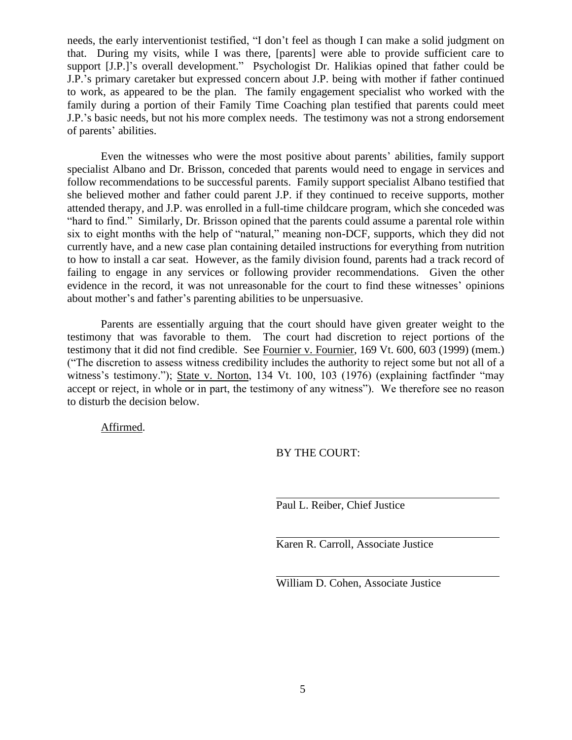needs, the early interventionist testified, "I don't feel as though I can make a solid judgment on that. During my visits, while I was there, [parents] were able to provide sufficient care to support [J.P.]'s overall development." Psychologist Dr. Halikias opined that father could be J.P.'s primary caretaker but expressed concern about J.P. being with mother if father continued to work, as appeared to be the plan. The family engagement specialist who worked with the family during a portion of their Family Time Coaching plan testified that parents could meet J.P.'s basic needs, but not his more complex needs. The testimony was not a strong endorsement of parents' abilities.

Even the witnesses who were the most positive about parents' abilities, family support specialist Albano and Dr. Brisson, conceded that parents would need to engage in services and follow recommendations to be successful parents. Family support specialist Albano testified that she believed mother and father could parent J.P. if they continued to receive supports, mother attended therapy, and J.P. was enrolled in a full-time childcare program, which she conceded was "hard to find." Similarly, Dr. Brisson opined that the parents could assume a parental role within six to eight months with the help of "natural," meaning non-DCF, supports, which they did not currently have, and a new case plan containing detailed instructions for everything from nutrition to how to install a car seat. However, as the family division found, parents had a track record of failing to engage in any services or following provider recommendations. Given the other evidence in the record, it was not unreasonable for the court to find these witnesses' opinions about mother's and father's parenting abilities to be unpersuasive.

Parents are essentially arguing that the court should have given greater weight to the testimony that was favorable to them. The court had discretion to reject portions of the testimony that it did not find credible. See Fournier v. Fournier, 169 Vt. 600, 603 (1999) (mem.) ("The discretion to assess witness credibility includes the authority to reject some but not all of a witness's testimony."); State v. Norton, 134 Vt. 100, 103 (1976) (explaining factfinder "may accept or reject, in whole or in part, the testimony of any witness"). We therefore see no reason to disturb the decision below.

Affirmed.

BY THE COURT:

Paul L. Reiber, Chief Justice

Karen R. Carroll, Associate Justice

William D. Cohen, Associate Justice